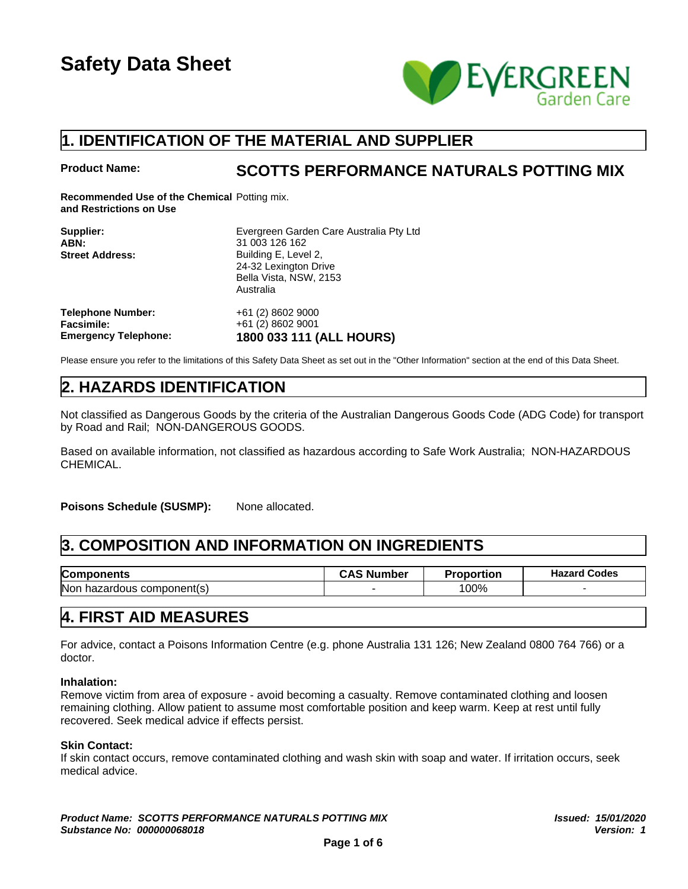# Safety Data Sheet

## 1. IDENTIFICATION OF THE MATERIAL AND SUPPLIER

**Product Name:** **SCOTTS PERFORMANCE NATURALS POTTING MIX**

**Recommended Use of the Chemical and Restrictions on Use** Potting mix.

**Supplier:** Evergreen Garden Care Australia Pty Ltd
**ABN:** 31 003 126 162
**Street Address:** Building E, Level 2,
24-32 Lexington Drive
Bella Vista, NSW, 2153
Australia

**Telephone Number:** +61 (2) 8602 9000
**Facsimile:** +61 (2) 8602 9001
**Emergency Telephone:** **1800 033 111 (ALL HOURS)**

Please ensure you refer to the limitations of this Safety Data Sheet as set out in the "Other Information" section at the end of this Data Sheet.

## 2. HAZARDS IDENTIFICATION

Not classified as Dangerous Goods by the criteria of the Australian Dangerous Goods Code (ADG Code) for transport by Road and Rail; NON-DANGEROUS GOODS.

Based on available information, not classified as hazardous according to Safe Work Australia; NON-HAZARDOUS CHEMICAL.

**Poisons Schedule (SUSMP):** None allocated.

## 3. COMPOSITION AND INFORMATION ON INGREDIENTS

| Components | CAS Number | Proportion | Hazard Codes |
|---|---|---|---|
| Non hazardous component(s) | - | 100% | - |

## 4. FIRST AID MEASURES

For advice, contact a Poisons Information Centre (e.g. phone Australia 131 126; New Zealand 0800 764 766) or a doctor.

**Inhalation:**
Remove victim from area of exposure - avoid becoming a casualty. Remove contaminated clothing and loosen remaining clothing. Allow patient to assume most comfortable position and keep warm. Keep at rest until fully recovered. Seek medical advice if effects persist.

**Skin Contact:**
If skin contact occurs, remove contaminated clothing and wash skin with soap and water. If irritation occurs, seek medical advice.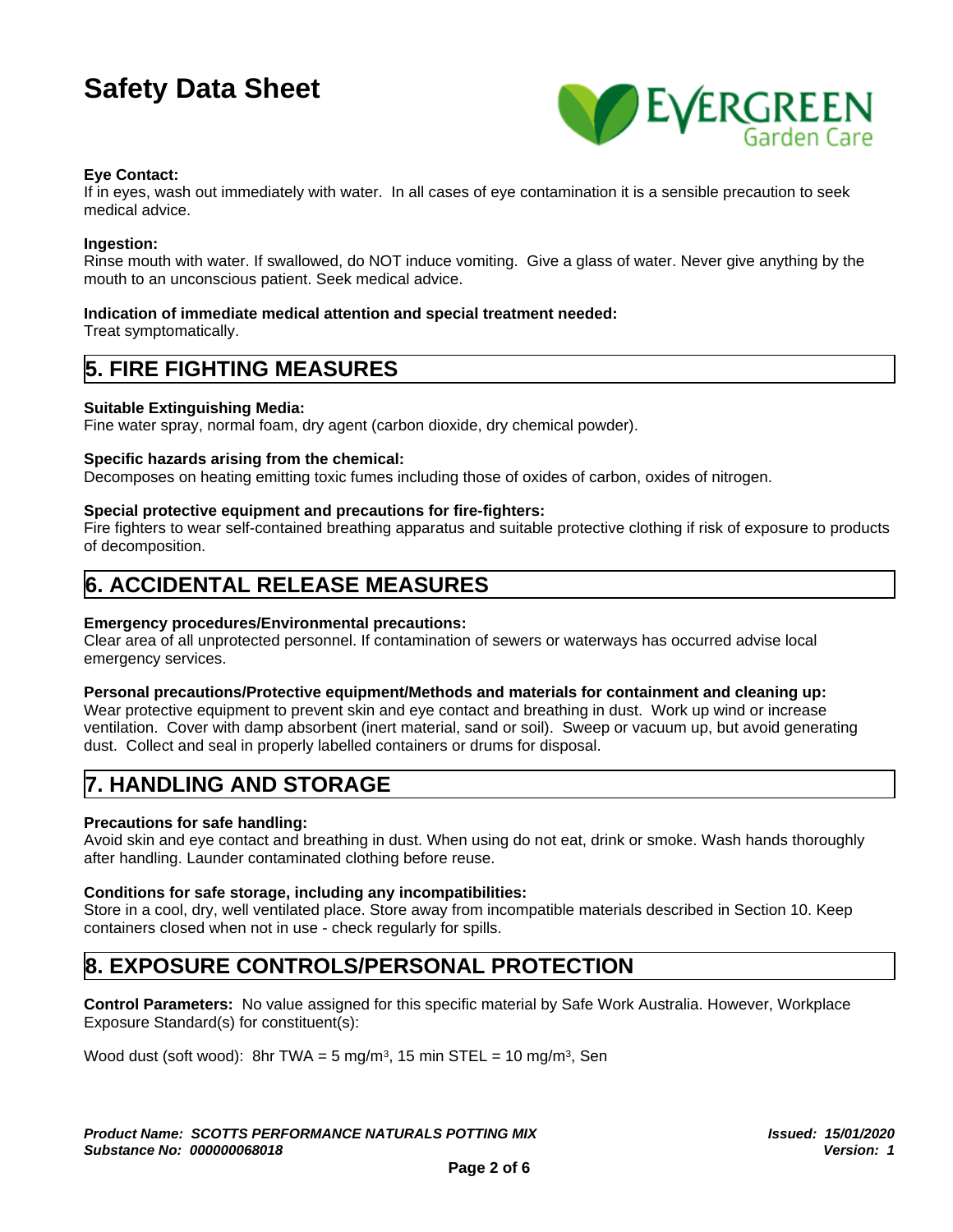**Eye Contact:**
If in eyes, wash out immediately with water. In all cases of eye contamination it is a sensible precaution to seek medical advice.

**Ingestion:**
Rinse mouth with water. If swallowed, do NOT induce vomiting. Give a glass of water. Never give anything by the mouth to an unconscious patient. Seek medical advice.

**Indication of immediate medical attention and special treatment needed:**
Treat symptomatically.

## 5. FIRE FIGHTING MEASURES

**Suitable Extinguishing Media:**
Fine water spray, normal foam, dry agent (carbon dioxide, dry chemical powder).

**Specific hazards arising from the chemical:**
Decomposes on heating emitting toxic fumes including those of oxides of carbon, oxides of nitrogen.

**Special protective equipment and precautions for fire-fighters:**
Fire fighters to wear self-contained breathing apparatus and suitable protective clothing if risk of exposure to products of decomposition.

## 6. ACCIDENTAL RELEASE MEASURES

**Emergency procedures/Environmental precautions:**
Clear area of all unprotected personnel. If contamination of sewers or waterways has occurred advise local emergency services.

**Personal precautions/Protective equipment/Methods and materials for containment and cleaning up:**
Wear protective equipment to prevent skin and eye contact and breathing in dust. Work up wind or increase ventilation. Cover with damp absorbent (inert material, sand or soil). Sweep or vacuum up, but avoid generating dust. Collect and seal in properly labelled containers or drums for disposal.

## 7. HANDLING AND STORAGE

**Precautions for safe handling:**
Avoid skin and eye contact and breathing in dust. When using do not eat, drink or smoke. Wash hands thoroughly after handling. Launder contaminated clothing before reuse.

**Conditions for safe storage, including any incompatibilities:**
Store in a cool, dry, well ventilated place. Store away from incompatible materials described in Section 10. Keep containers closed when not in use - check regularly for spills.

## 8. EXPOSURE CONTROLS/PERSONAL PROTECTION

**Control Parameters:** No value assigned for this specific material by Safe Work Australia. However, Workplace Exposure Standard(s) for constituent(s):

Wood dust (soft wood): 8hr TWA = 5 mg/m$^3$, 15 min STEL = 10 mg/m$^3$, Sen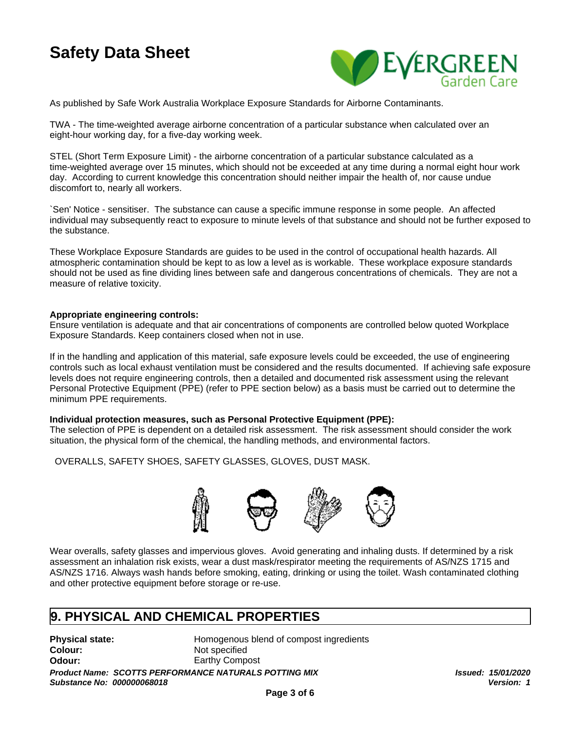As published by Safe Work Australia Workplace Exposure Standards for Airborne Contaminants.

TWA - The time-weighted average airborne concentration of a particular substance when calculated over an eight-hour working day, for a five-day working week.

STEL (Short Term Exposure Limit) - the airborne concentration of a particular substance calculated as a time-weighted average over 15 minutes, which should not be exceeded at any time during a normal eight hour work day. According to current knowledge this concentration should neither impair the health of, nor cause undue discomfort to, nearly all workers.

`Sen' Notice - sensitiser. The substance can cause a specific immune response in some people. An affected individual may subsequently react to exposure to minute levels of that substance and should not be further exposed to the substance.

These Workplace Exposure Standards are guides to be used in the control of occupational health hazards. All atmospheric contamination should be kept to as low a level as is workable. These workplace exposure standards should not be used as fine dividing lines between safe and dangerous concentrations of chemicals. They are not a measure of relative toxicity.

**Appropriate engineering controls:**
Ensure ventilation is adequate and that air concentrations of components are controlled below quoted Workplace Exposure Standards. Keep containers closed when not in use.

If in the handling and application of this material, safe exposure levels could be exceeded, the use of engineering controls such as local exhaust ventilation must be considered and the results documented. If achieving safe exposure levels does not require engineering controls, then a detailed and documented risk assessment using the relevant Personal Protective Equipment (PPE) (refer to PPE section below) as a basis must be carried out to determine the minimum PPE requirements.

**Individual protection measures, such as Personal Protective Equipment (PPE):**
The selection of PPE is dependent on a detailed risk assessment. The risk assessment should consider the work situation, the physical form of the chemical, the handling methods, and environmental factors.

OVERALLS, SAFETY SHOES, SAFETY GLASSES, GLOVES, DUST MASK.

Wear overalls, safety glasses and impervious gloves. Avoid generating and inhaling dusts. If determined by a risk assessment an inhalation risk exists, wear a dust mask/respirator meeting the requirements of AS/NZS 1715 and AS/NZS 1716. Always wash hands before smoking, eating, drinking or using the toilet. Wash contaminated clothing and other protective equipment before storage or re-use.

## 9. PHYSICAL AND CHEMICAL PROPERTIES

| | |
|---|---|
| **Physical state:** | Homogenous blend of compost ingredients |
| **Colour:** | Not specified |
| **Odour:** | Earthy Compost |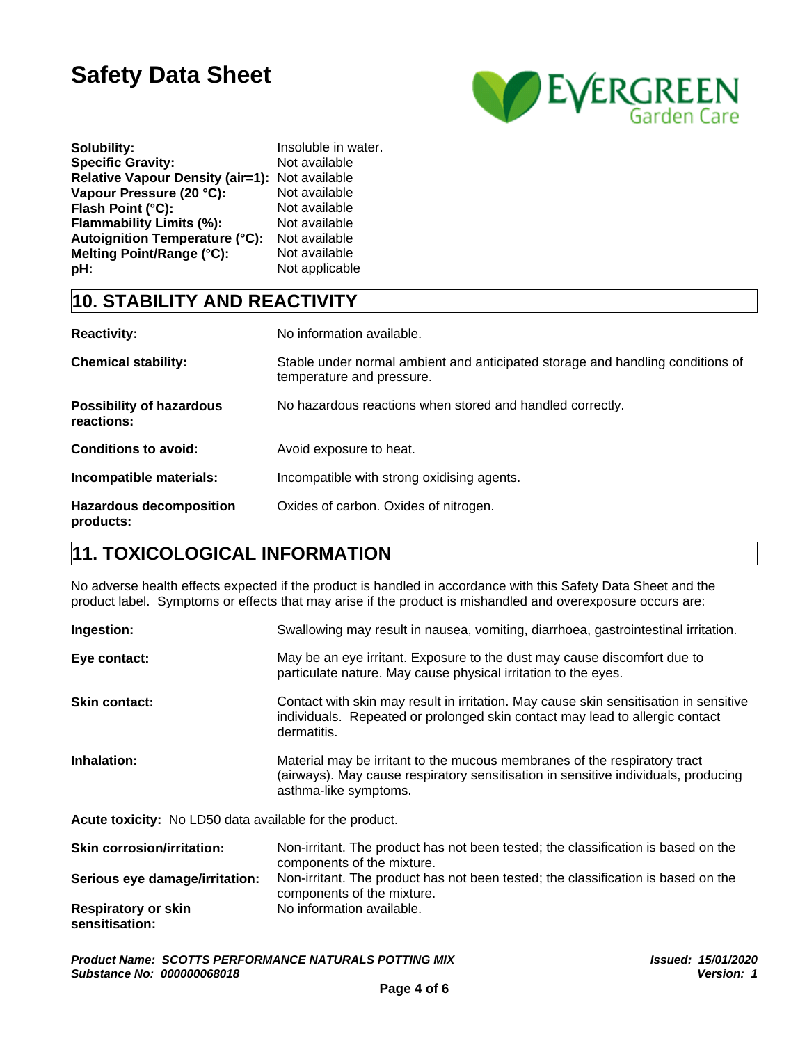| | |
|---|---|
| **Solubility:** | Insoluble in water. |
| **Specific Gravity:** | Not available |
| **Relative Vapour Density (air=1):** | Not available |
| **Vapour Pressure (20 °C):** | Not available |
| **Flash Point (°C):** | Not available |
| **Flammability Limits (%):** | Not available |
| **Autoignition Temperature (°C):** | Not available |
| **Melting Point/Range (°C):** | Not available |
| **pH:** | Not applicable |

## 10. STABILITY AND REACTIVITY

**Reactivity:** No information available.

**Chemical stability:** Stable under normal ambient and anticipated storage and handling conditions of temperature and pressure.

**Possibility of hazardous reactions:** No hazardous reactions when stored and handled correctly.

**Conditions to avoid:** Avoid exposure to heat.

**Incompatible materials:** Incompatible with strong oxidising agents.

**Hazardous decomposition products:** Oxides of carbon. Oxides of nitrogen.

## 11. TOXICOLOGICAL INFORMATION

No adverse health effects expected if the product is handled in accordance with this Safety Data Sheet and the product label. Symptoms or effects that may arise if the product is mishandled and overexposure occurs are:

**Ingestion:** Swallowing may result in nausea, vomiting, diarrhoea, gastrointestinal irritation.

**Eye contact:** May be an eye irritant. Exposure to the dust may cause discomfort due to particulate nature. May cause physical irritation to the eyes.

**Skin contact:** Contact with skin may result in irritation. May cause skin sensitisation in sensitive individuals. Repeated or prolonged skin contact may lead to allergic contact dermatitis.

**Inhalation:** Material may be irritant to the mucous membranes of the respiratory tract (airways). May cause respiratory sensitisation in sensitive individuals, producing asthma-like symptoms.

**Acute toxicity:** No LD50 data available for the product.

**Skin corrosion/irritation:** Non-irritant. The product has not been tested; the classification is based on the components of the mixture.

**Serious eye damage/irritation:** Non-irritant. The product has not been tested; the classification is based on the components of the mixture.

**Respiratory or skin sensitisation:** No information available.

***Product Name: SCOTTS PERFORMANCE NATURALS POTTING MIX***
***Substance No: 000000068018***

***Issued: 15/01/2020***
***Version: 1***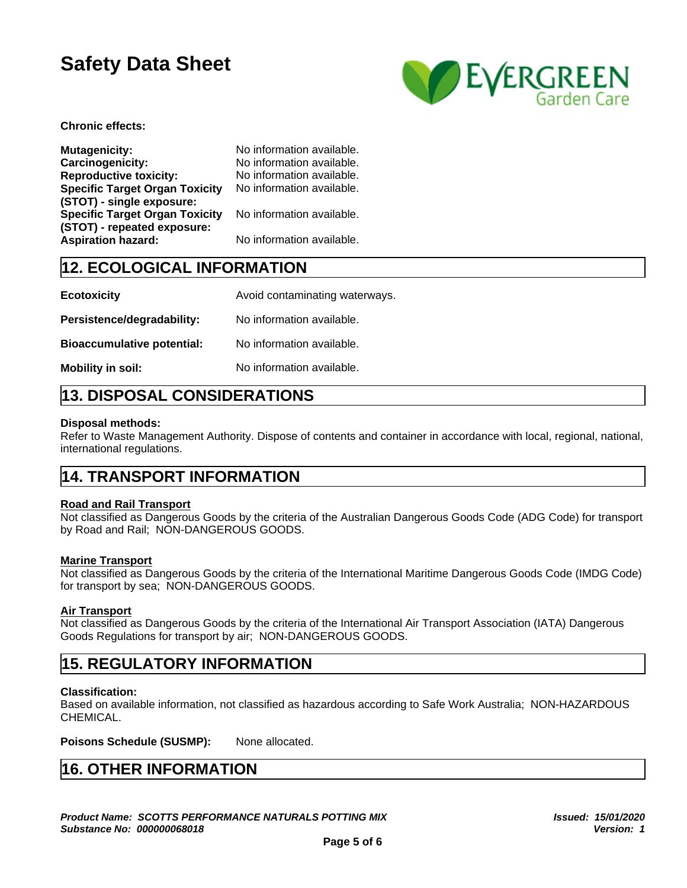**Chronic effects:**

| | |
|---|---|
| **Mutagenicity:** | No information available. |
| **Carcinogenicity:** | No information available. |
| **Reproductive toxicity:** | No information available. |
| **Specific Target Organ Toxicity (STOT) - single exposure:** | No information available. |
| **Specific Target Organ Toxicity (STOT) - repeated exposure:** | No information available. |
| **Aspiration hazard:** | No information available. |

## 12. ECOLOGICAL INFORMATION

| | |
|---|---|
| **Ecotoxicity** | Avoid contaminating waterways. |
| **Persistence/degradability:** | No information available. |
| **Bioaccumulative potential:** | No information available. |
| **Mobility in soil:** | No information available. |

## 13. DISPOSAL CONSIDERATIONS

**Disposal methods:**
Refer to Waste Management Authority. Dispose of contents and container in accordance with local, regional, national, international regulations.

## 14. TRANSPORT INFORMATION

**Road and Rail Transport**
Not classified as Dangerous Goods by the criteria of the Australian Dangerous Goods Code (ADG Code) for transport by Road and Rail; NON-DANGEROUS GOODS.

**Marine Transport**
Not classified as Dangerous Goods by the criteria of the International Maritime Dangerous Goods Code (IMDG Code) for transport by sea; NON-DANGEROUS GOODS.

**Air Transport**
Not classified as Dangerous Goods by the criteria of the International Air Transport Association (IATA) Dangerous Goods Regulations for transport by air; NON-DANGEROUS GOODS.

## 15. REGULATORY INFORMATION

**Classification:**
Based on available information, not classified as hazardous according to Safe Work Australia; NON-HAZARDOUS CHEMICAL.

**Poisons Schedule (SUSMP):** None allocated.

## 16. OTHER INFORMATION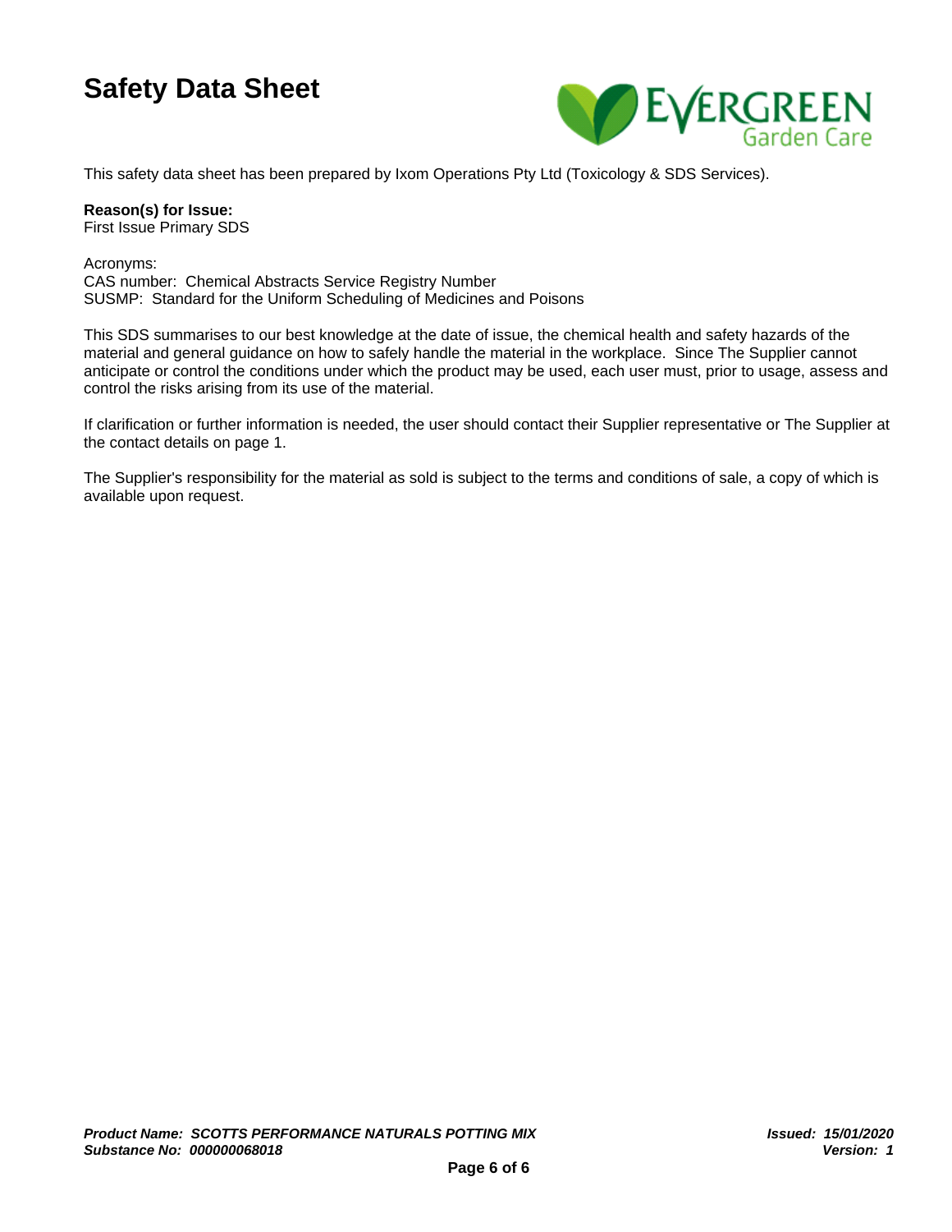# Safety Data Sheet

This safety data sheet has been prepared by Ixom Operations Pty Ltd (Toxicology & SDS Services).

**Reason(s) for Issue:**
First Issue Primary SDS

Acronyms:
CAS number:  Chemical Abstracts Service Registry Number
SUSMP:  Standard for the Uniform Scheduling of Medicines and Poisons

This SDS summarises to our best knowledge at the date of issue, the chemical health and safety hazards of the material and general guidance on how to safely handle the material in the workplace.  Since The Supplier cannot anticipate or control the conditions under which the product may be used, each user must, prior to usage, assess and control the risks arising from its use of the material.

If clarification or further information is needed, the user should contact their Supplier representative or The Supplier at the contact details on page 1.

The Supplier's responsibility for the material as sold is subject to the terms and conditions of sale, a copy of which is available upon request.